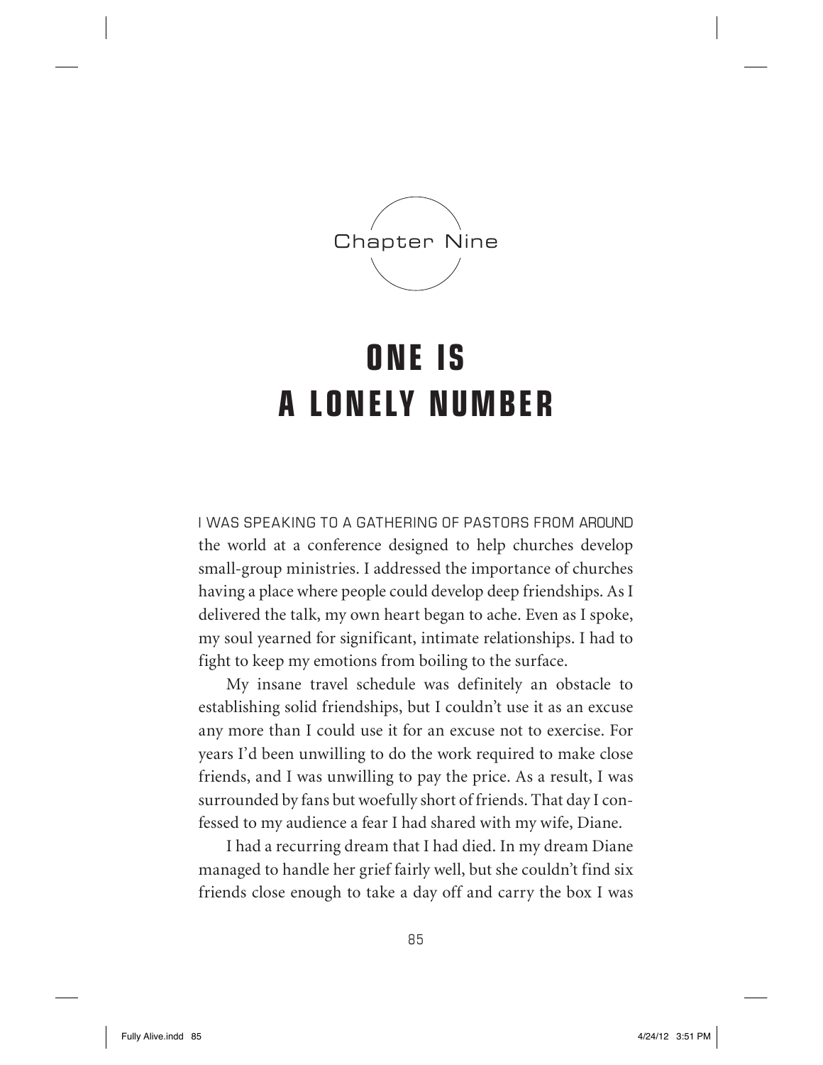Chapter Nine

# ONE IS A LONELY NUMBER

I WAS SPEAKING TO A GATHERING OF PASTORS FROM AROUND the world at a conference designed to help churches develop small-group ministries. I addressed the importance of churches having a place where people could develop deep friendships. As I delivered the talk, my own heart began to ache. Even as I spoke, my soul yearned for significant, intimate relationships. I had to fight to keep my emotions from boiling to the surface.

My insane travel schedule was definitely an obstacle to establishing solid friendships, but I couldn't use it as an excuse any more than I could use it for an excuse not to exercise. For years I'd been unwilling to do the work required to make close friends, and I was unwilling to pay the price. As a result, I was surrounded by fans but woefully short of friends. That day I confessed to my audience a fear I had shared with my wife, Diane.

I had a recurring dream that I had died. In my dream Diane managed to handle her grief fairly well, but she couldn't find six friends close enough to take a day off and carry the box I was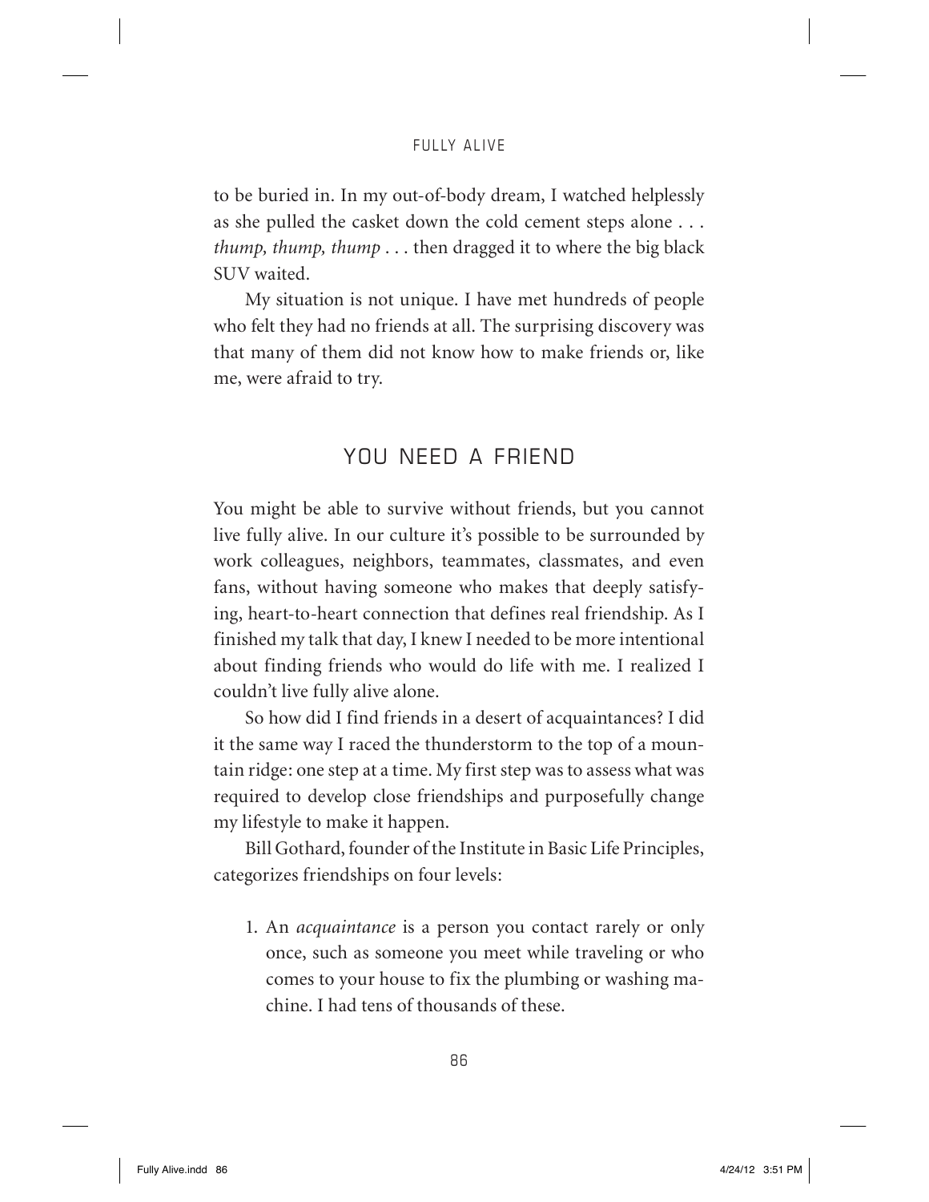to be buried in. In my out-of-body dream, I watched helplessly as she pulled the casket down the cold cement steps alone . . . *thump, thump, thump* . . . then dragged it to where the big black SUV waited.

My situation is not unique. I have met hundreds of people who felt they had no friends at all. The surprising discovery was that many of them did not know how to make friends or, like me, were afraid to try.

## YOU NEED A FRIEND

You might be able to survive without friends, but you cannot live fully alive. In our culture it's possible to be surrounded by work colleagues, neighbors, teammates, classmates, and even fans, without having someone who makes that deeply satisfying, heart-to-heart connection that defines real friendship. As I finished my talk that day, I knew I needed to be more intentional about finding friends who would do life with me. I realized I couldn't live fully alive alone.

So how did I find friends in a desert of acquaintances? I did it the same way I raced the thunderstorm to the top of a mountain ridge: one step at a time. My first step was to assess what was required to develop close friendships and purposefully change my lifestyle to make it happen.

Bill Gothard, founder of the Institute in Basic Life Principles, categorizes friendships on four levels:

1. An *acquaintance* is a person you contact rarely or only once, such as someone you meet while traveling or who comes to your house to fix the plumbing or washing machine. I had tens of thousands of these.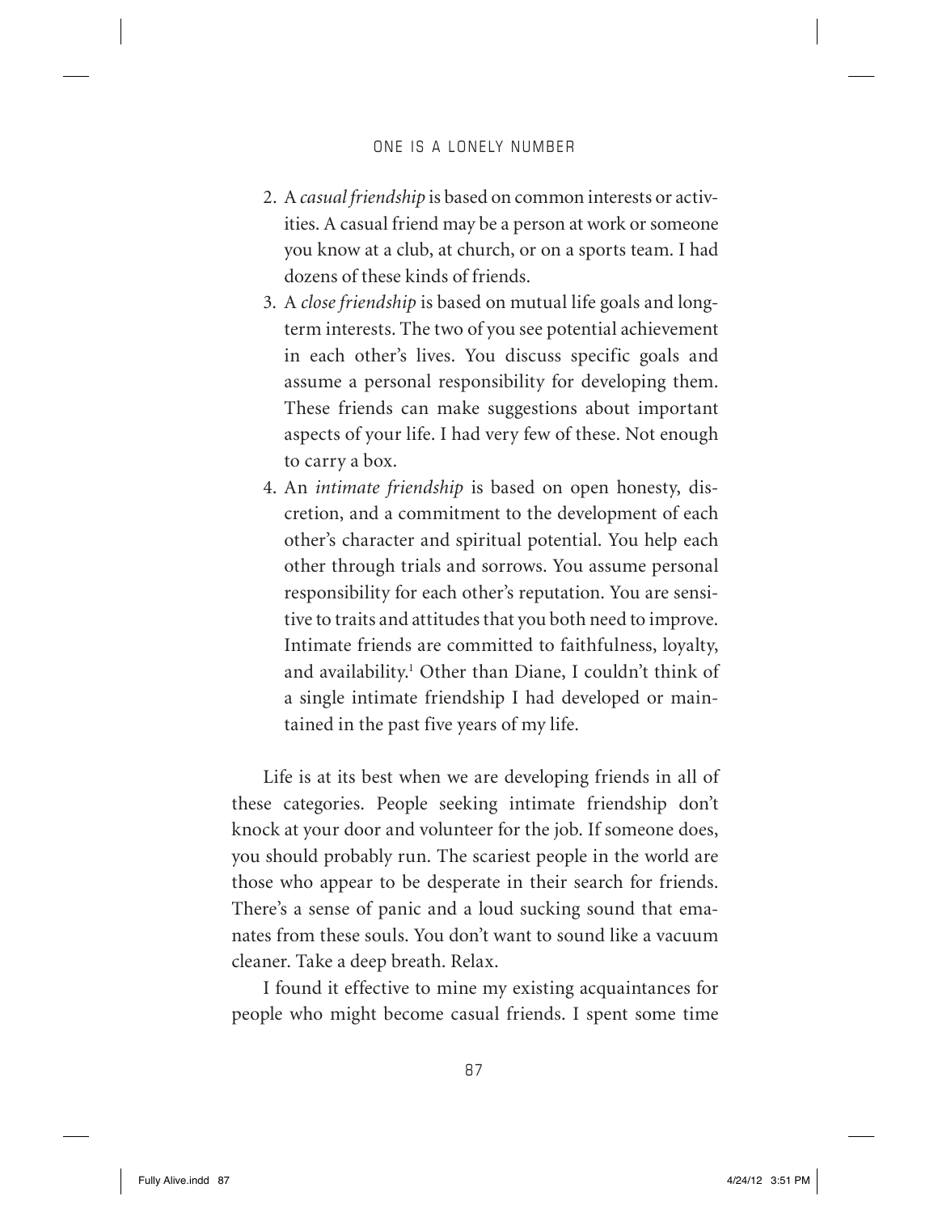2. A *casual friendship* is based on common interests or activities. A casual friend may be a person at work or someone you know at a club, at church, or on a sports team. I had dozens of these kinds of friends.
3. A *close friendship* is based on mutual life goals and long-term interests. The two of you see potential achievement in each other's lives. You discuss specific goals and assume a personal responsibility for developing them. These friends can make suggestions about important aspects of your life. I had very few of these. Not enough to carry a box.
4. An *intimate friendship* is based on open honesty, discretion, and a commitment to the development of each other's character and spiritual potential. You help each other through trials and sorrows. You assume personal responsibility for each other's reputation. You are sensitive to traits and attitudes that you both need to improve. Intimate friends are committed to faithfulness, loyalty, and availability.[1] Other than Diane, I couldn't think of a single intimate friendship I had developed or maintained in the past five years of my life.

Life is at its best when we are developing friends in all of these categories. People seeking intimate friendship don't knock at your door and volunteer for the job. If someone does, you should probably run. The scariest people in the world are those who appear to be desperate in their search for friends. There's a sense of panic and a loud sucking sound that emanates from these souls. You don't want to sound like a vacuum cleaner. Take a deep breath. Relax.

I found it effective to mine my existing acquaintances for people who might become casual friends. I spent some time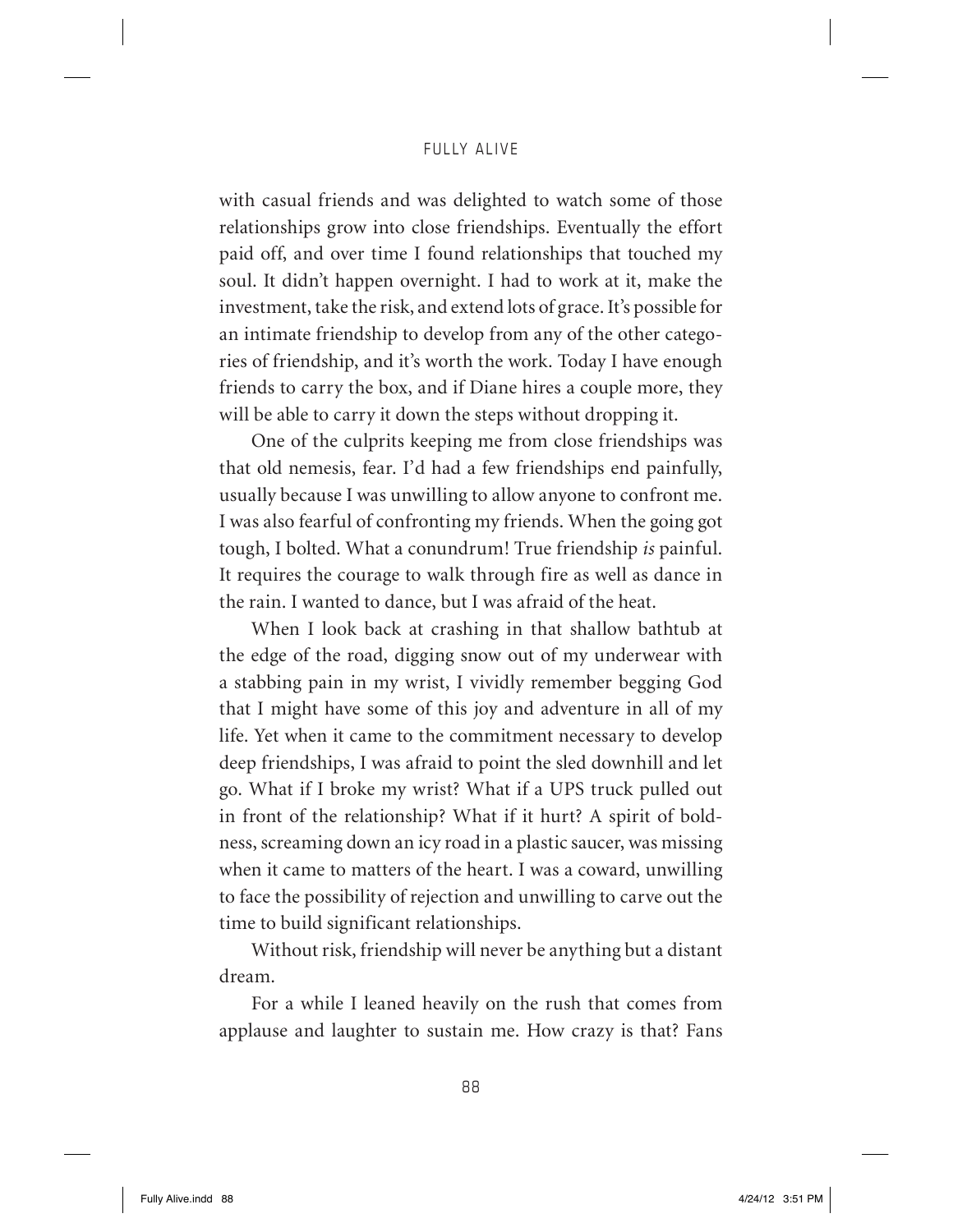with casual friends and was delighted to watch some of those relationships grow into close friendships. Eventually the effort paid off, and over time I found relationships that touched my soul. It didn't happen overnight. I had to work at it, make the investment, take the risk, and extend lots of grace. It's possible for an intimate friendship to develop from any of the other categories of friendship, and it's worth the work. Today I have enough friends to carry the box, and if Diane hires a couple more, they will be able to carry it down the steps without dropping it.

One of the culprits keeping me from close friendships was that old nemesis, fear. I'd had a few friendships end painfully, usually because I was unwilling to allow anyone to confront me. I was also fearful of confronting my friends. When the going got tough, I bolted. What a conundrum! True friendship *is* painful. It requires the courage to walk through fire as well as dance in the rain. I wanted to dance, but I was afraid of the heat.

When I look back at crashing in that shallow bathtub at the edge of the road, digging snow out of my underwear with a stabbing pain in my wrist, I vividly remember begging God that I might have some of this joy and adventure in all of my life. Yet when it came to the commitment necessary to develop deep friendships, I was afraid to point the sled downhill and let go. What if I broke my wrist? What if a UPS truck pulled out in front of the relationship? What if it hurt? A spirit of boldness, screaming down an icy road in a plastic saucer, was missing when it came to matters of the heart. I was a coward, unwilling to face the possibility of rejection and unwilling to carve out the time to build significant relationships.

Without risk, friendship will never be anything but a distant dream.

For a while I leaned heavily on the rush that comes from applause and laughter to sustain me. How crazy is that? Fans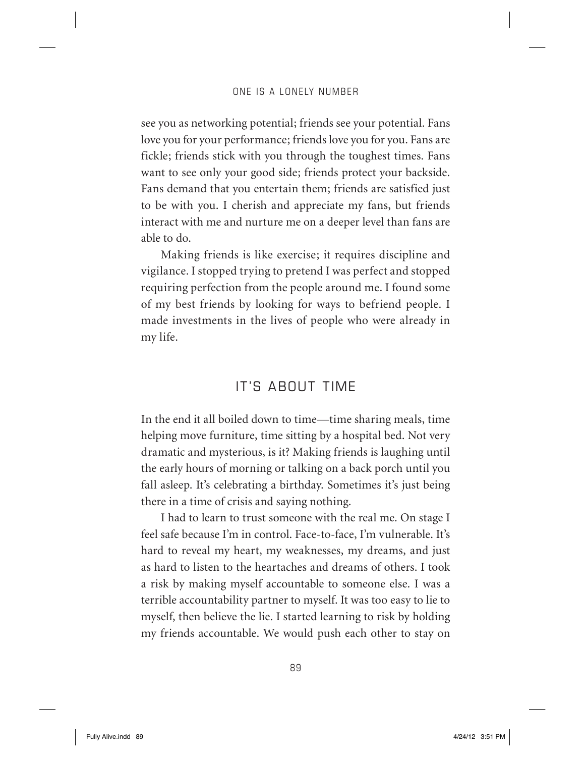see you as networking potential; friends see your potential. Fans love you for your performance; friends love you for you. Fans are fickle; friends stick with you through the toughest times. Fans want to see only your good side; friends protect your backside. Fans demand that you entertain them; friends are satisfied just to be with you. I cherish and appreciate my fans, but friends interact with me and nurture me on a deeper level than fans are able to do.

Making friends is like exercise; it requires discipline and vigilance. I stopped trying to pretend I was perfect and stopped requiring perfection from the people around me. I found some of my best friends by looking for ways to befriend people. I made investments in the lives of people who were already in my life.

## IT'S ABOUT TIME

In the end it all boiled down to time—time sharing meals, time helping move furniture, time sitting by a hospital bed. Not very dramatic and mysterious, is it? Making friends is laughing until the early hours of morning or talking on a back porch until you fall asleep. It's celebrating a birthday. Sometimes it's just being there in a time of crisis and saying nothing.

I had to learn to trust someone with the real me. On stage I feel safe because I'm in control. Face-to-face, I'm vulnerable. It's hard to reveal my heart, my weaknesses, my dreams, and just as hard to listen to the heartaches and dreams of others. I took a risk by making myself accountable to someone else. I was a terrible accountability partner to myself. It was too easy to lie to myself, then believe the lie. I started learning to risk by holding my friends accountable. We would push each other to stay on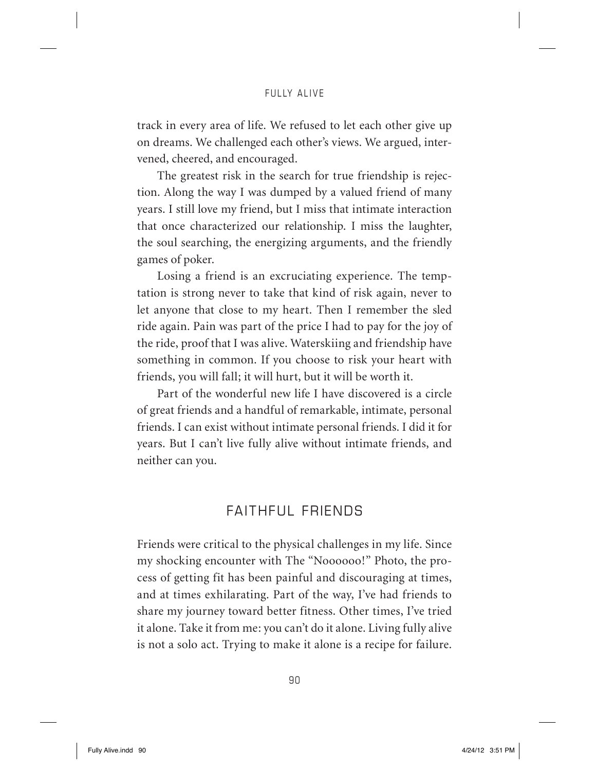track in every area of life. We refused to let each other give up on dreams. We challenged each other's views. We argued, intervened, cheered, and encouraged.

The greatest risk in the search for true friendship is rejection. Along the way I was dumped by a valued friend of many years. I still love my friend, but I miss that intimate interaction that once characterized our relationship. I miss the laughter, the soul searching, the energizing arguments, and the friendly games of poker.

Losing a friend is an excruciating experience. The temptation is strong never to take that kind of risk again, never to let anyone that close to my heart. Then I remember the sled ride again. Pain was part of the price I had to pay for the joy of the ride, proof that I was alive. Waterskiing and friendship have something in common. If you choose to risk your heart with friends, you will fall; it will hurt, but it will be worth it.

Part of the wonderful new life I have discovered is a circle of great friends and a handful of remarkable, intimate, personal friends. I can exist without intimate personal friends. I did it for years. But I can't live fully alive without intimate friends, and neither can you.

## FAITHFUL FRIENDS

Friends were critical to the physical challenges in my life. Since my shocking encounter with The "Noooooo!" Photo, the process of getting fit has been painful and discouraging at times, and at times exhilarating. Part of the way, I've had friends to share my journey toward better fitness. Other times, I've tried it alone. Take it from me: you can't do it alone. Living fully alive is not a solo act. Trying to make it alone is a recipe for failure.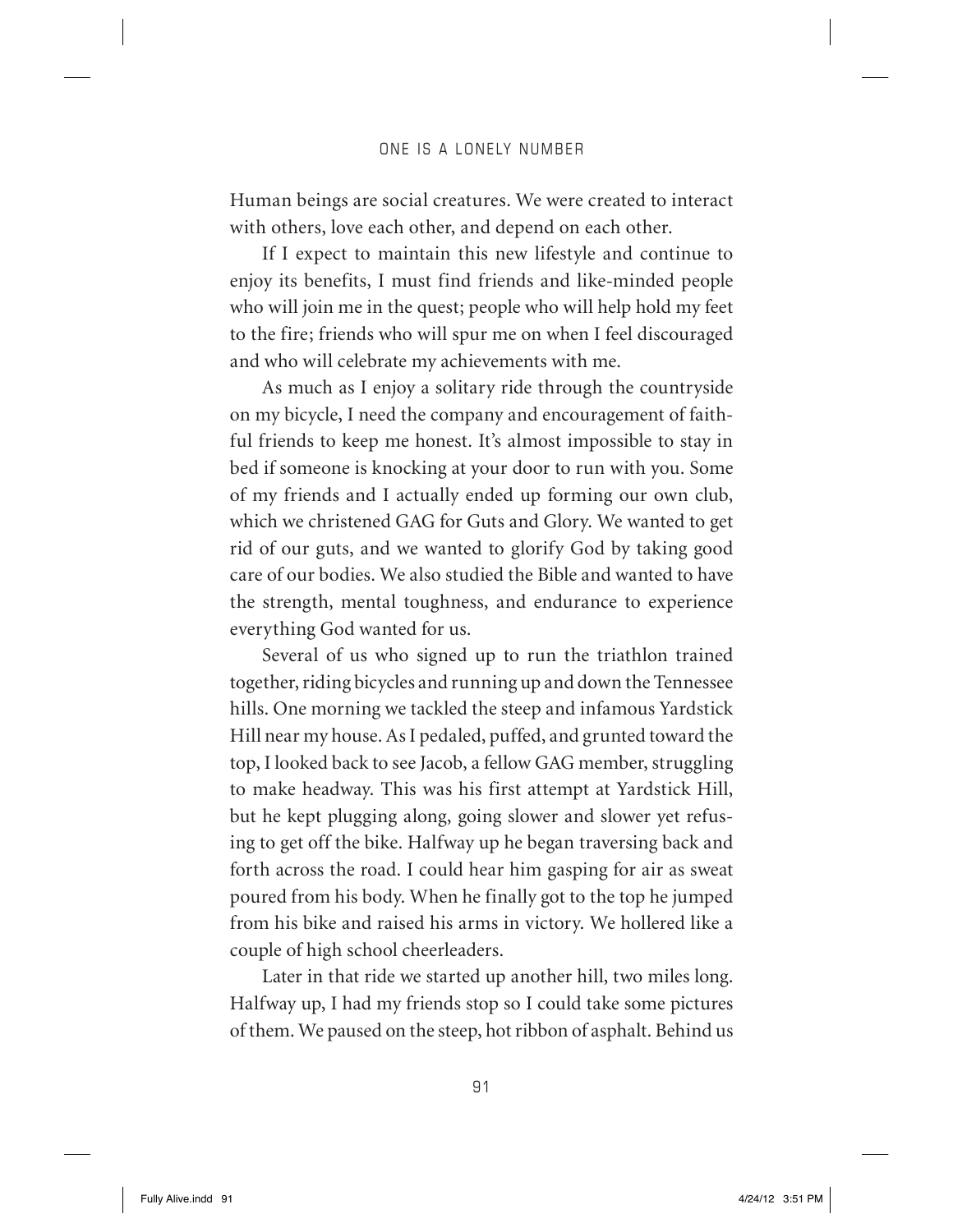Human beings are social creatures. We were created to interact with others, love each other, and depend on each other.

If I expect to maintain this new lifestyle and continue to enjoy its benefits, I must find friends and like-minded people who will join me in the quest; people who will help hold my feet to the fire; friends who will spur me on when I feel discouraged and who will celebrate my achievements with me.

As much as I enjoy a solitary ride through the countryside on my bicycle, I need the company and encouragement of faithful friends to keep me honest. It's almost impossible to stay in bed if someone is knocking at your door to run with you. Some of my friends and I actually ended up forming our own club, which we christened GAG for Guts and Glory. We wanted to get rid of our guts, and we wanted to glorify God by taking good care of our bodies. We also studied the Bible and wanted to have the strength, mental toughness, and endurance to experience everything God wanted for us.

Several of us who signed up to run the triathlon trained together, riding bicycles and running up and down the Tennessee hills. One morning we tackled the steep and infamous Yardstick Hill near my house. As I pedaled, puffed, and grunted toward the top, I looked back to see Jacob, a fellow GAG member, struggling to make headway. This was his first attempt at Yardstick Hill, but he kept plugging along, going slower and slower yet refusing to get off the bike. Halfway up he began traversing back and forth across the road. I could hear him gasping for air as sweat poured from his body. When he finally got to the top he jumped from his bike and raised his arms in victory. We hollered like a couple of high school cheerleaders.

Later in that ride we started up another hill, two miles long. Halfway up, I had my friends stop so I could take some pictures of them. We paused on the steep, hot ribbon of asphalt. Behind us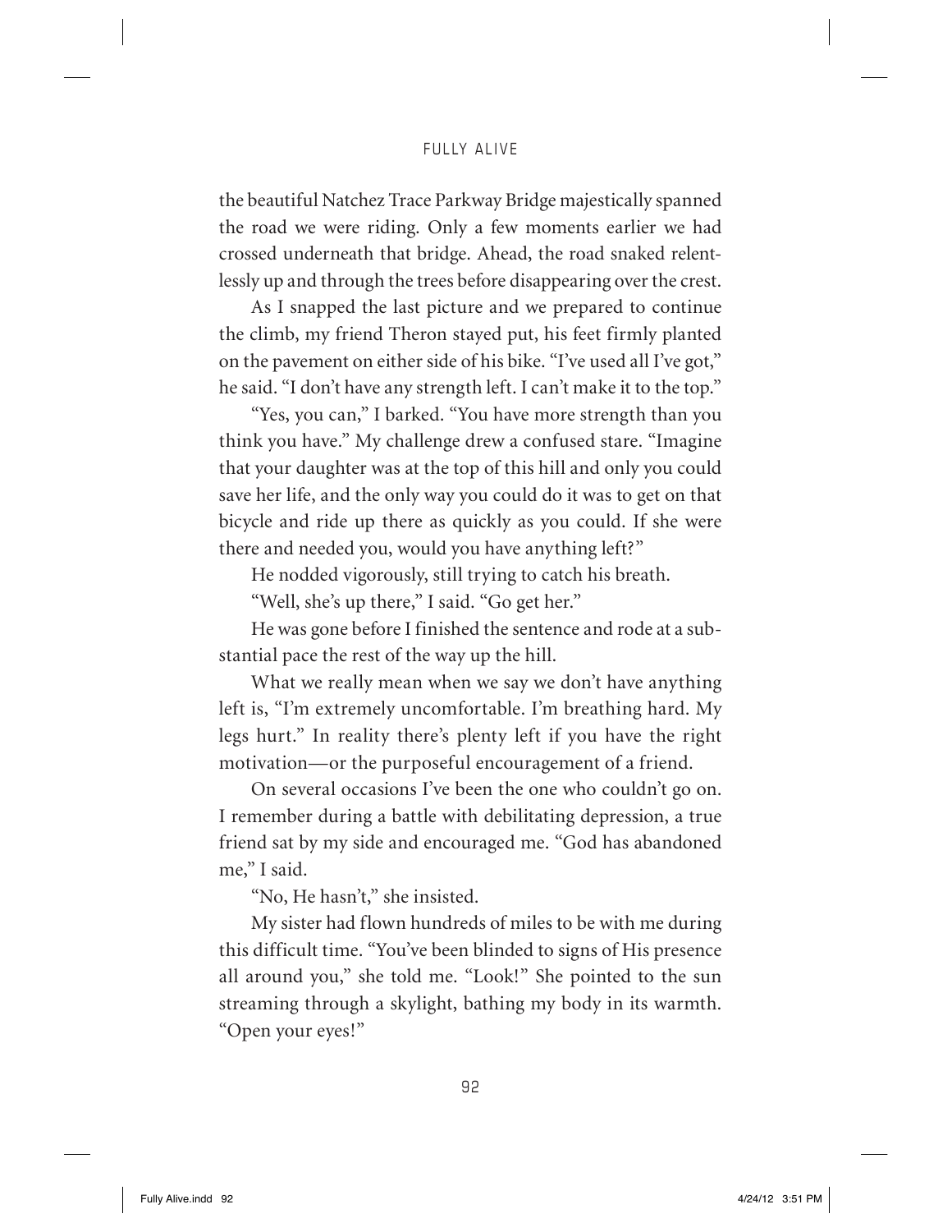the beautiful Natchez Trace Parkway Bridge majestically spanned the road we were riding. Only a few moments earlier we had crossed underneath that bridge. Ahead, the road snaked relentlessly up and through the trees before disappearing over the crest.

As I snapped the last picture and we prepared to continue the climb, my friend Theron stayed put, his feet firmly planted on the pavement on either side of his bike. "I've used all I've got," he said. "I don't have any strength left. I can't make it to the top."

"Yes, you can," I barked. "You have more strength than you think you have." My challenge drew a confused stare. "Imagine that your daughter was at the top of this hill and only you could save her life, and the only way you could do it was to get on that bicycle and ride up there as quickly as you could. If she were there and needed you, would you have anything left?"

He nodded vigorously, still trying to catch his breath.

"Well, she's up there," I said. "Go get her."

He was gone before I finished the sentence and rode at a substantial pace the rest of the way up the hill.

What we really mean when we say we don't have anything left is, "I'm extremely uncomfortable. I'm breathing hard. My legs hurt." In reality there's plenty left if you have the right motivation—or the purposeful encouragement of a friend.

On several occasions I've been the one who couldn't go on. I remember during a battle with debilitating depression, a true friend sat by my side and encouraged me. "God has abandoned me," I said.

"No, He hasn't," she insisted.

My sister had flown hundreds of miles to be with me during this difficult time. "You've been blinded to signs of His presence all around you," she told me. "Look!" She pointed to the sun streaming through a skylight, bathing my body in its warmth. "Open your eyes!"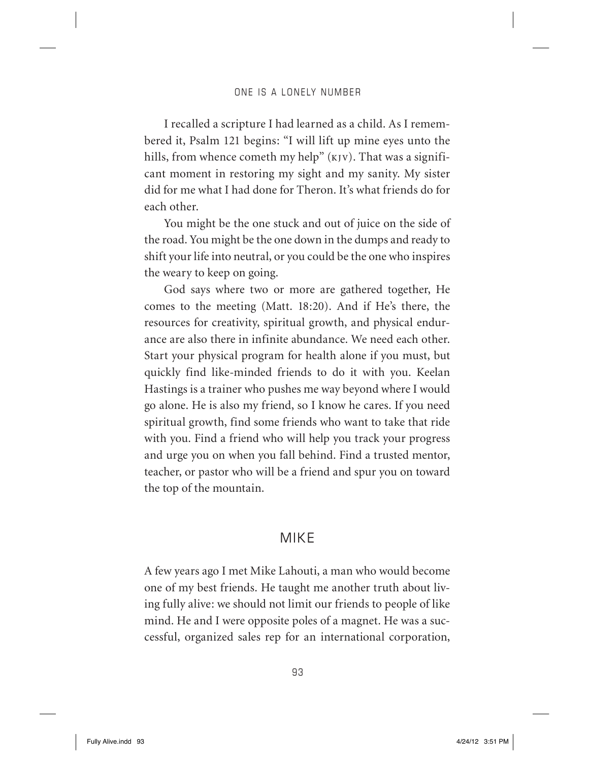I recalled a scripture I had learned as a child. As I remembered it, Psalm 121 begins: "I will lift up mine eyes unto the hills, from whence cometh my help" (KJV). That was a significant moment in restoring my sight and my sanity. My sister did for me what I had done for Theron. It's what friends do for each other.

You might be the one stuck and out of juice on the side of the road. You might be the one down in the dumps and ready to shift your life into neutral, or you could be the one who inspires the weary to keep on going.

God says where two or more are gathered together, He comes to the meeting (Matt. 18:20). And if He's there, the resources for creativity, spiritual growth, and physical endurance are also there in infinite abundance. We need each other. Start your physical program for health alone if you must, but quickly find like-minded friends to do it with you. Keelan Hastings is a trainer who pushes me way beyond where I would go alone. He is also my friend, so I know he cares. If you need spiritual growth, find some friends who want to take that ride with you. Find a friend who will help you track your progress and urge you on when you fall behind. Find a trusted mentor, teacher, or pastor who will be a friend and spur you on toward the top of the mountain.

## MIKE

A few years ago I met Mike Lahouti, a man who would become one of my best friends. He taught me another truth about living fully alive: we should not limit our friends to people of like mind. He and I were opposite poles of a magnet. He was a successful, organized sales rep for an international corporation,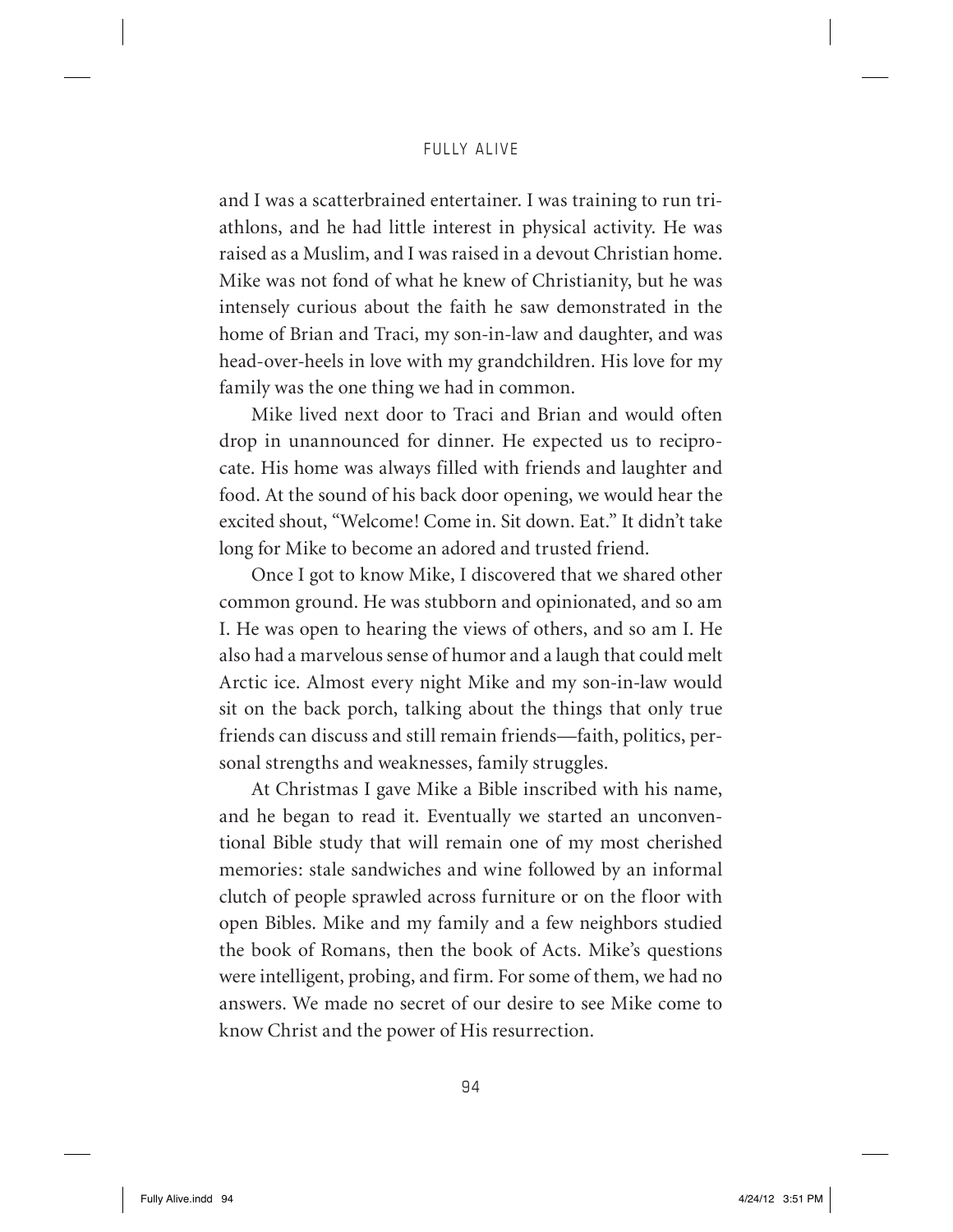and I was a scatterbrained entertainer. I was training to run triathlons, and he had little interest in physical activity. He was raised as a Muslim, and I was raised in a devout Christian home. Mike was not fond of what he knew of Christianity, but he was intensely curious about the faith he saw demonstrated in the home of Brian and Traci, my son-in-law and daughter, and was head-over-heels in love with my grandchildren. His love for my family was the one thing we had in common.

Mike lived next door to Traci and Brian and would often drop in unannounced for dinner. He expected us to reciprocate. His home was always filled with friends and laughter and food. At the sound of his back door opening, we would hear the excited shout, "Welcome! Come in. Sit down. Eat." It didn't take long for Mike to become an adored and trusted friend.

Once I got to know Mike, I discovered that we shared other common ground. He was stubborn and opinionated, and so am I. He was open to hearing the views of others, and so am I. He also had a marvelous sense of humor and a laugh that could melt Arctic ice. Almost every night Mike and my son-in-law would sit on the back porch, talking about the things that only true friends can discuss and still remain friends—faith, politics, personal strengths and weaknesses, family struggles.

At Christmas I gave Mike a Bible inscribed with his name, and he began to read it. Eventually we started an unconventional Bible study that will remain one of my most cherished memories: stale sandwiches and wine followed by an informal clutch of people sprawled across furniture or on the floor with open Bibles. Mike and my family and a few neighbors studied the book of Romans, then the book of Acts. Mike's questions were intelligent, probing, and firm. For some of them, we had no answers. We made no secret of our desire to see Mike come to know Christ and the power of His resurrection.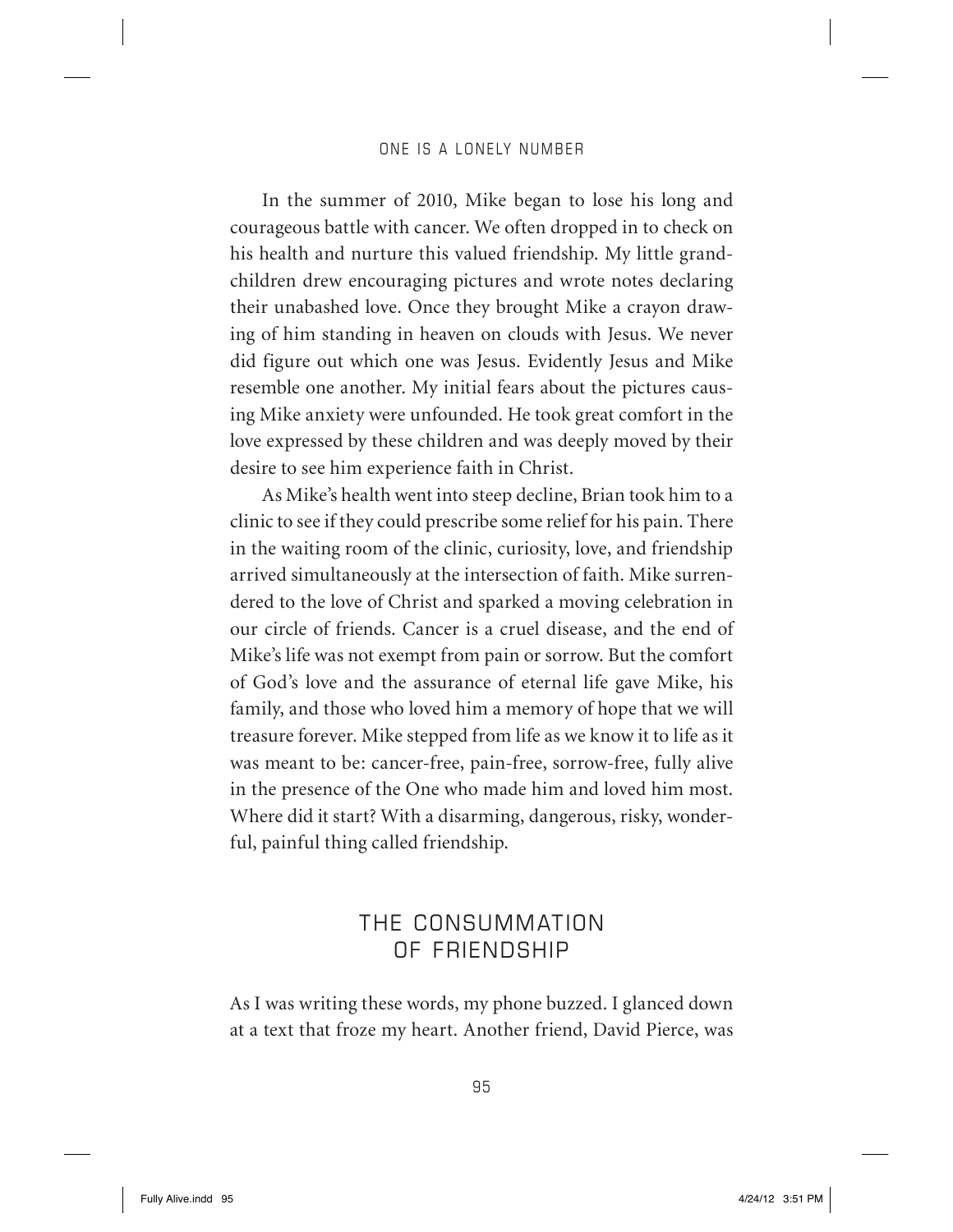In the summer of 2010, Mike began to lose his long and courageous battle with cancer. We often dropped in to check on his health and nurture this valued friendship. My little grandchildren drew encouraging pictures and wrote notes declaring their unabashed love. Once they brought Mike a crayon drawing of him standing in heaven on clouds with Jesus. We never did figure out which one was Jesus. Evidently Jesus and Mike resemble one another. My initial fears about the pictures causing Mike anxiety were unfounded. He took great comfort in the love expressed by these children and was deeply moved by their desire to see him experience faith in Christ.

As Mike's health went into steep decline, Brian took him to a clinic to see if they could prescribe some relief for his pain. There in the waiting room of the clinic, curiosity, love, and friendship arrived simultaneously at the intersection of faith. Mike surrendered to the love of Christ and sparked a moving celebration in our circle of friends. Cancer is a cruel disease, and the end of Mike's life was not exempt from pain or sorrow. But the comfort of God's love and the assurance of eternal life gave Mike, his family, and those who loved him a memory of hope that we will treasure forever. Mike stepped from life as we know it to life as it was meant to be: cancer-free, pain-free, sorrow-free, fully alive in the presence of the One who made him and loved him most. Where did it start? With a disarming, dangerous, risky, wonderful, painful thing called friendship.

## THE CONSUMMATION OF FRIENDSHIP

As I was writing these words, my phone buzzed. I glanced down at a text that froze my heart. Another friend, David Pierce, was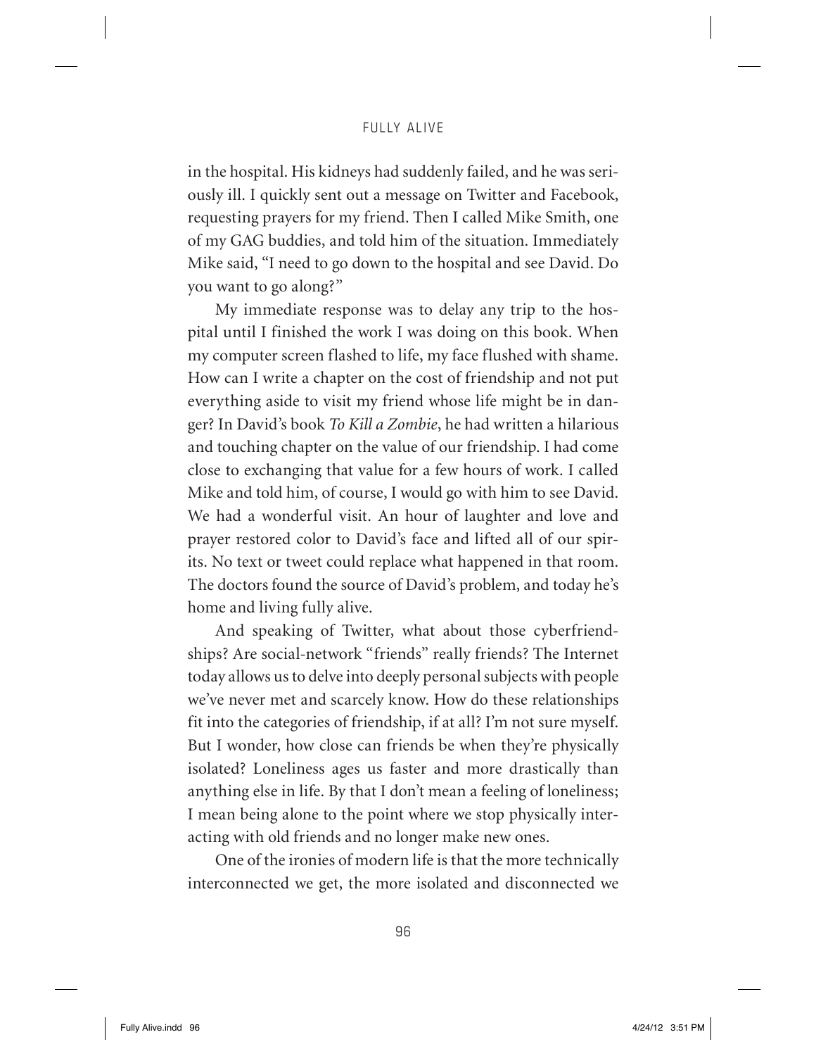in the hospital. His kidneys had suddenly failed, and he was seriously ill. I quickly sent out a message on Twitter and Facebook, requesting prayers for my friend. Then I called Mike Smith, one of my GAG buddies, and told him of the situation. Immediately Mike said, "I need to go down to the hospital and see David. Do you want to go along?"

My immediate response was to delay any trip to the hospital until I finished the work I was doing on this book. When my computer screen flashed to life, my face flushed with shame. How can I write a chapter on the cost of friendship and not put everything aside to visit my friend whose life might be in danger? In David's book *To Kill a Zombie*, he had written a hilarious and touching chapter on the value of our friendship. I had come close to exchanging that value for a few hours of work. I called Mike and told him, of course, I would go with him to see David. We had a wonderful visit. An hour of laughter and love and prayer restored color to David's face and lifted all of our spirits. No text or tweet could replace what happened in that room. The doctors found the source of David's problem, and today he's home and living fully alive.

And speaking of Twitter, what about those cyberfriendships? Are social-network "friends" really friends? The Internet today allows us to delve into deeply personal subjects with people we've never met and scarcely know. How do these relationships fit into the categories of friendship, if at all? I'm not sure myself. But I wonder, how close can friends be when they're physically isolated? Loneliness ages us faster and more drastically than anything else in life. By that I don't mean a feeling of loneliness; I mean being alone to the point where we stop physically interacting with old friends and no longer make new ones.

One of the ironies of modern life is that the more technically interconnected we get, the more isolated and disconnected we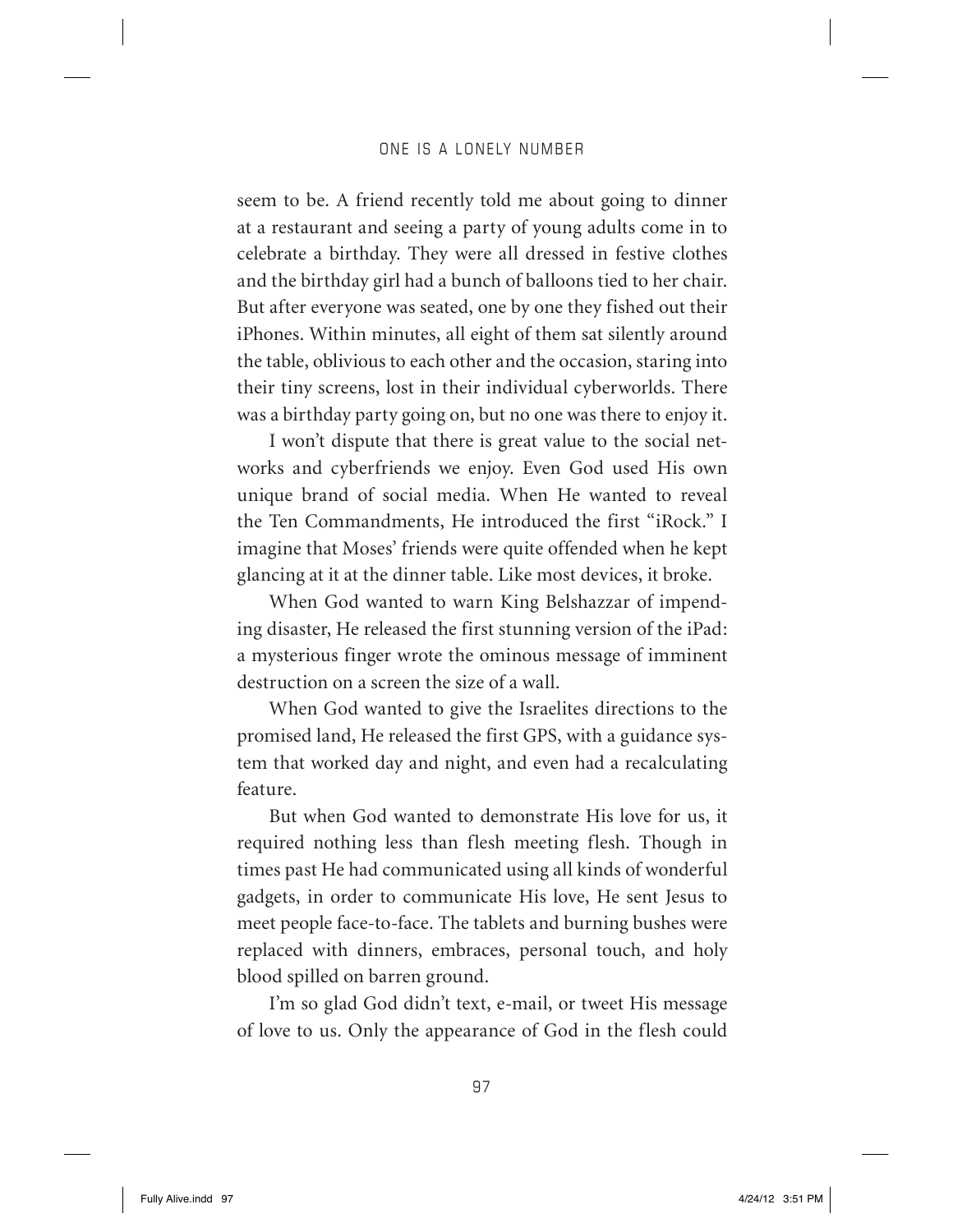seem to be. A friend recently told me about going to dinner at a restaurant and seeing a party of young adults come in to celebrate a birthday. They were all dressed in festive clothes and the birthday girl had a bunch of balloons tied to her chair. But after everyone was seated, one by one they fished out their iPhones. Within minutes, all eight of them sat silently around the table, oblivious to each other and the occasion, staring into their tiny screens, lost in their individual cyberworlds. There was a birthday party going on, but no one was there to enjoy it.

I won't dispute that there is great value to the social networks and cyberfriends we enjoy. Even God used His own unique brand of social media. When He wanted to reveal the Ten Commandments, He introduced the first "iRock." I imagine that Moses' friends were quite offended when he kept glancing at it at the dinner table. Like most devices, it broke.

When God wanted to warn King Belshazzar of impending disaster, He released the first stunning version of the iPad: a mysterious finger wrote the ominous message of imminent destruction on a screen the size of a wall.

When God wanted to give the Israelites directions to the promised land, He released the first GPS, with a guidance system that worked day and night, and even had a recalculating feature.

But when God wanted to demonstrate His love for us, it required nothing less than flesh meeting flesh. Though in times past He had communicated using all kinds of wonderful gadgets, in order to communicate His love, He sent Jesus to meet people face-to-face. The tablets and burning bushes were replaced with dinners, embraces, personal touch, and holy blood spilled on barren ground.

I'm so glad God didn't text, e-mail, or tweet His message of love to us. Only the appearance of God in the flesh could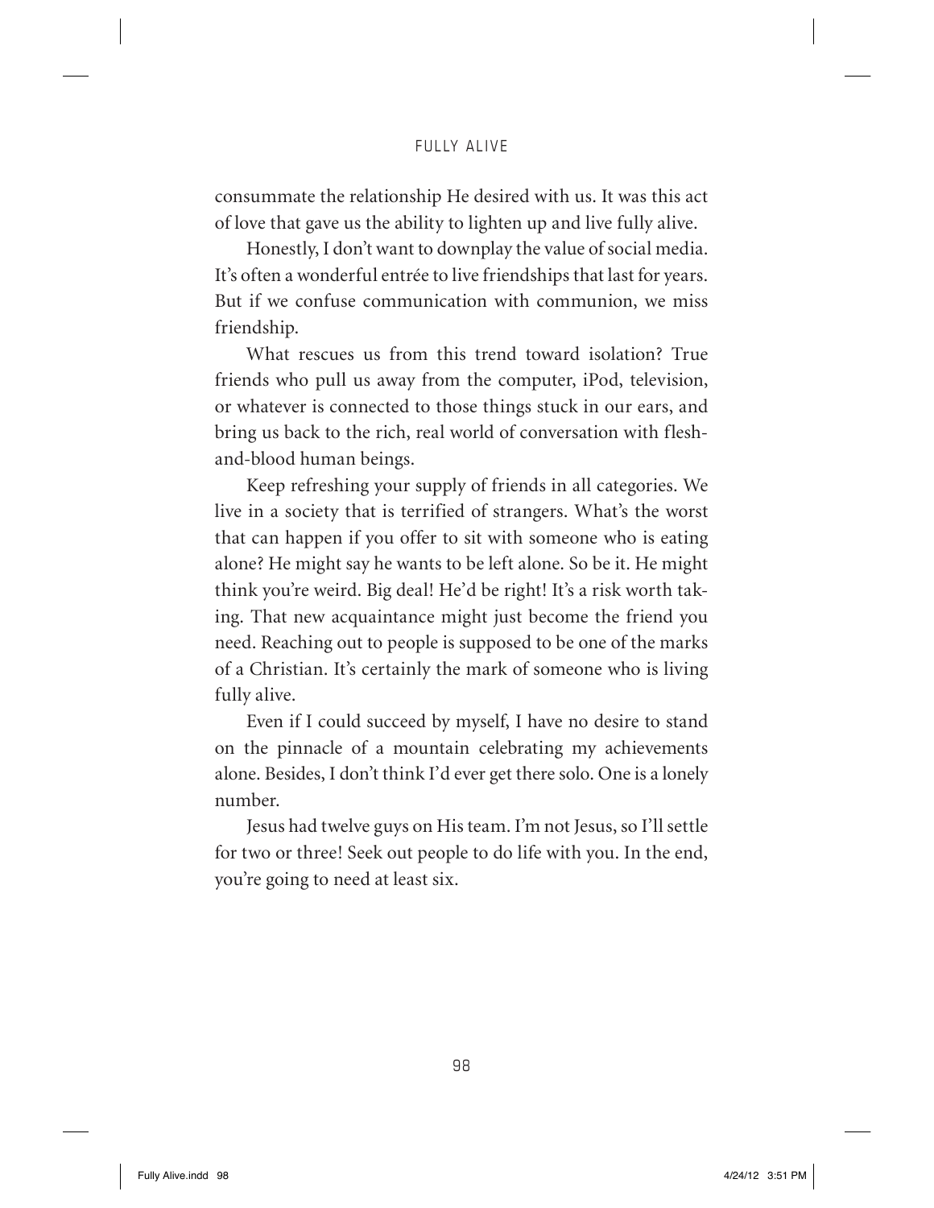consummate the relationship He desired with us. It was this act of love that gave us the ability to lighten up and live fully alive.

Honestly, I don't want to downplay the value of social media. It's often a wonderful entrée to live friendships that last for years. But if we confuse communication with communion, we miss friendship.

What rescues us from this trend toward isolation? True friends who pull us away from the computer, iPod, television, or whatever is connected to those things stuck in our ears, and bring us back to the rich, real world of conversation with flesh-and-blood human beings.

Keep refreshing your supply of friends in all categories. We live in a society that is terrified of strangers. What's the worst that can happen if you offer to sit with someone who is eating alone? He might say he wants to be left alone. So be it. He might think you're weird. Big deal! He'd be right! It's a risk worth taking. That new acquaintance might just become the friend you need. Reaching out to people is supposed to be one of the marks of a Christian. It's certainly the mark of someone who is living fully alive.

Even if I could succeed by myself, I have no desire to stand on the pinnacle of a mountain celebrating my achievements alone. Besides, I don't think I'd ever get there solo. One is a lonely number.

Jesus had twelve guys on His team. I'm not Jesus, so I'll settle for two or three! Seek out people to do life with you. In the end, you're going to need at least six.